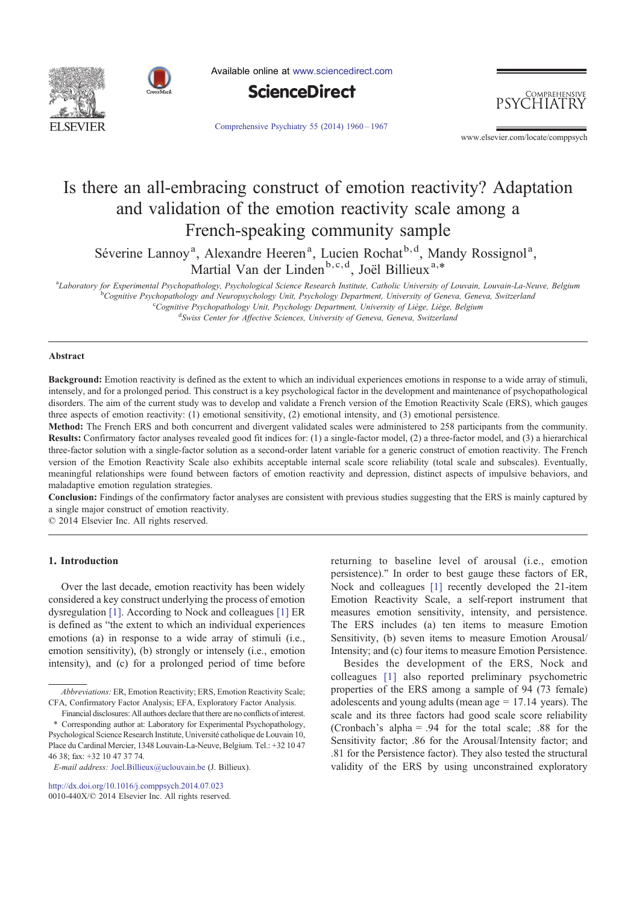# Is there an all-embracing construct of emotion reactivity? Adaptation and validation of the emotion reactivity scale among a French-speaking community sample

Séverine Lannoy[a], Alexandre Heeren[a], Lucien Rochat[b,d], Mandy Rossignol[a], Martial Van der Linden[b,c,d], Joël Billieux[a,*]

[a]Laboratory for Experimental Psychopathology, Psychological Science Research Institute, Catholic University of Louvain, Louvain-La-Neuve, Belgium
[b]Cognitive Psychopathology and Neuropsychology Unit, Psychology Department, University of Geneva, Geneva, Switzerland
[c]Cognitive Psychopathology Unit, Psychology Department, University of Liège, Liège, Belgium
[d]Swiss Center for Affective Sciences, University of Geneva, Geneva, Switzerland

## Abstract

**Background:** Emotion reactivity is defined as the extent to which an individual experiences emotions in response to a wide array of stimuli, intensely, and for a prolonged period. This construct is a key psychological factor in the development and maintenance of psychopathological disorders. The aim of the current study was to develop and validate a French version of the Emotion Reactivity Scale (ERS), which gauges three aspects of emotion reactivity: (1) emotional sensitivity, (2) emotional intensity, and (3) emotional persistence.

**Method:** The French ERS and both concurrent and divergent validated scales were administered to 258 participants from the community.

**Results:** Confirmatory factor analyses revealed good fit indices for: (1) a single-factor model, (2) a three-factor model, and (3) a hierarchical three-factor solution with a single-factor solution as a second-order latent variable for a generic construct of emotion reactivity. The French version of the Emotion Reactivity Scale also exhibits acceptable internal scale score reliability (total scale and subscales). Eventually, meaningful relationships were found between factors of emotion reactivity and depression, distinct aspects of impulsive behaviors, and maladaptive emotion regulation strategies.

**Conclusion:** Findings of the confirmatory factor analyses are consistent with previous studies suggesting that the ERS is mainly captured by a single major construct of emotion reactivity.

© 2014 Elsevier Inc. All rights reserved.

## 1. Introduction

Over the last decade, emotion reactivity has been widely considered a key construct underlying the process of emotion dysregulation [1]. According to Nock and colleagues [1] ER is defined as "the extent to which an individual experiences emotions (a) in response to a wide array of stimuli (i.e., emotion sensitivity), (b) strongly or intensely (i.e., emotion intensity), and (c) for a prolonged period of time before returning to baseline level of arousal (i.e., emotion persistence)." In order to best gauge these factors of ER, Nock and colleagues [1] recently developed the 21-item Emotion Reactivity Scale, a self-report instrument that measures emotion sensitivity, intensity, and persistence. The ERS includes (a) ten items to measure Emotion Sensitivity, (b) seven items to measure Emotion Arousal/Intensity; and (c) four items to measure Emotion Persistence.

Besides the development of the ERS, Nock and colleagues [1] also reported preliminary psychometric properties of the ERS among a sample of 94 (73 female) adolescents and young adults (mean age = 17.14 years). The scale and its three factors had good scale score reliability (Cronbach's alpha = .94 for the total scale; .88 for the Sensitivity factor; .86 for the Arousal/Intensity factor; and .81 for the Persistence factor). They also tested the structural validity of the ERS by using unconstrained exploratory

---

*Abbreviations:* ER, Emotion Reactivity; ERS, Emotion Reactivity Scale; CFA, Confirmatory Factor Analysis; EFA, Exploratory Factor Analysis.

Financial disclosures: All authors declare that there are no conflicts of interest.

\* Corresponding author at: Laboratory for Experimental Psychopathology, Psychological Science Research Institute, Université catholique de Louvain 10, Place du Cardinal Mercier, 1348 Louvain-La-Neuve, Belgium. Tel.: +32 10 47 46 38; fax: +32 10 47 37 74.

*E-mail address:* Joel.Billieux@uclouvain.be (J. Billieux).

http://dx.doi.org/10.1016/j.comppsych.2014.07.023
0010-440X/© 2014 Elsevier Inc. All rights reserved.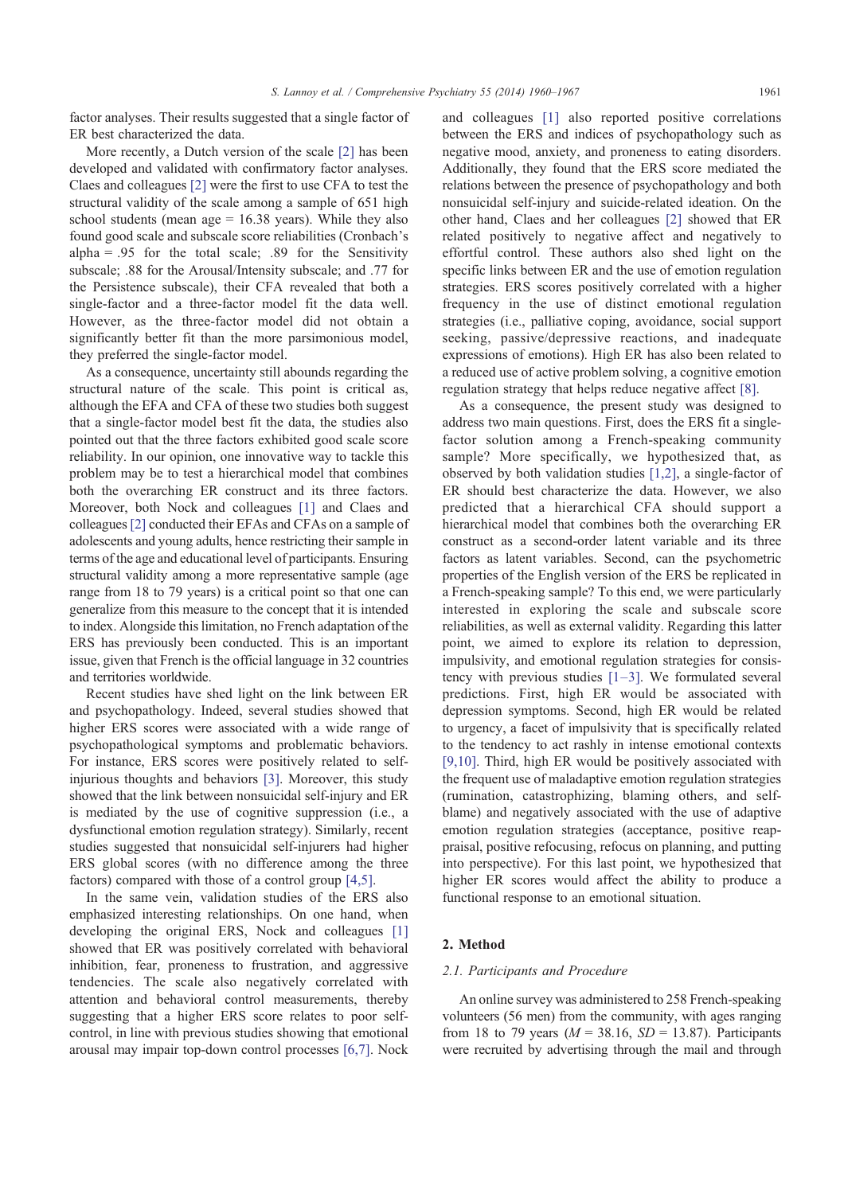factor analyses. Their results suggested that a single factor of ER best characterized the data.

More recently, a Dutch version of the scale [2] has been developed and validated with confirmatory factor analyses. Claes and colleagues [2] were the first to use CFA to test the structural validity of the scale among a sample of 651 high school students (mean age = 16.38 years). While they also found good scale and subscale score reliabilities (Cronbach's alpha = .95 for the total scale; .89 for the Sensitivity subscale; .88 for the Arousal/Intensity subscale; and .77 for the Persistence subscale), their CFA revealed that both a single-factor and a three-factor model fit the data well. However, as the three-factor model did not obtain a significantly better fit than the more parsimonious model, they preferred the single-factor model.

As a consequence, uncertainty still abounds regarding the structural nature of the scale. This point is critical as, although the EFA and CFA of these two studies both suggest that a single-factor model best fit the data, the studies also pointed out that the three factors exhibited good scale score reliability. In our opinion, one innovative way to tackle this problem may be to test a hierarchical model that combines both the overarching ER construct and its three factors. Moreover, both Nock and colleagues [1] and Claes and colleagues [2] conducted their EFAs and CFAs on a sample of adolescents and young adults, hence restricting their sample in terms of the age and educational level of participants. Ensuring structural validity among a more representative sample (age range from 18 to 79 years) is a critical point so that one can generalize from this measure to the concept that it is intended to index. Alongside this limitation, no French adaptation of the ERS has previously been conducted. This is an important issue, given that French is the official language in 32 countries and territories worldwide.

Recent studies have shed light on the link between ER and psychopathology. Indeed, several studies showed that higher ERS scores were associated with a wide range of psychopathological symptoms and problematic behaviors. For instance, ERS scores were positively related to self-injurious thoughts and behaviors [3]. Moreover, this study showed that the link between nonsuicidal self-injury and ER is mediated by the use of cognitive suppression (i.e., a dysfunctional emotion regulation strategy). Similarly, recent studies suggested that nonsuicidal self-injurers had higher ERS global scores (with no difference among the three factors) compared with those of a control group [4,5].

In the same vein, validation studies of the ERS also emphasized interesting relationships. On one hand, when developing the original ERS, Nock and colleagues [1] showed that ER was positively correlated with behavioral inhibition, fear, proneness to frustration, and aggressive tendencies. The scale also negatively correlated with attention and behavioral control measurements, thereby suggesting that a higher ERS score relates to poor self-control, in line with previous studies showing that emotional arousal may impair top-down control processes [6,7]. Nock and colleagues [1] also reported positive correlations between the ERS and indices of psychopathology such as negative mood, anxiety, and proneness to eating disorders. Additionally, they found that the ERS score mediated the relations between the presence of psychopathology and both nonsuicidal self-injury and suicide-related ideation. On the other hand, Claes and her colleagues [2] showed that ER related positively to negative affect and negatively to effortful control. These authors also shed light on the specific links between ER and the use of emotion regulation strategies. ERS scores positively correlated with a higher frequency in the use of distinct emotional regulation strategies (i.e., palliative coping, avoidance, social support seeking, passive/depressive reactions, and inadequate expressions of emotions). High ER has also been related to a reduced use of active problem solving, a cognitive emotion regulation strategy that helps reduce negative affect [8].

As a consequence, the present study was designed to address two main questions. First, does the ERS fit a single-factor solution among a French-speaking community sample? More specifically, we hypothesized that, as observed by both validation studies [1,2], a single-factor of ER should best characterize the data. However, we also predicted that a hierarchical CFA should support a hierarchical model that combines both the overarching ER construct as a second-order latent variable and its three factors as latent variables. Second, can the psychometric properties of the English version of the ERS be replicated in a French-speaking sample? To this end, we were particularly interested in exploring the scale and subscale score reliabilities, as well as external validity. Regarding this latter point, we aimed to explore its relation to depression, impulsivity, and emotional regulation strategies for consistency with previous studies [1–3]. We formulated several predictions. First, high ER would be associated with depression symptoms. Second, high ER would be related to urgency, a facet of impulsivity that is specifically related to the tendency to act rashly in intense emotional contexts [9,10]. Third, high ER would be positively associated with the frequent use of maladaptive emotion regulation strategies (rumination, catastrophizing, blaming others, and self-blame) and negatively associated with the use of adaptive emotion regulation strategies (acceptance, positive reappraisal, positive refocusing, refocus on planning, and putting into perspective). For this last point, we hypothesized that higher ER scores would affect the ability to produce a functional response to an emotional situation.

## 2. Method

### 2.1. Participants and Procedure

An online survey was administered to 258 French-speaking volunteers (56 men) from the community, with ages ranging from 18 to 79 years ($M$ = 38.16, $SD$ = 13.87). Participants were recruited by advertising through the mail and through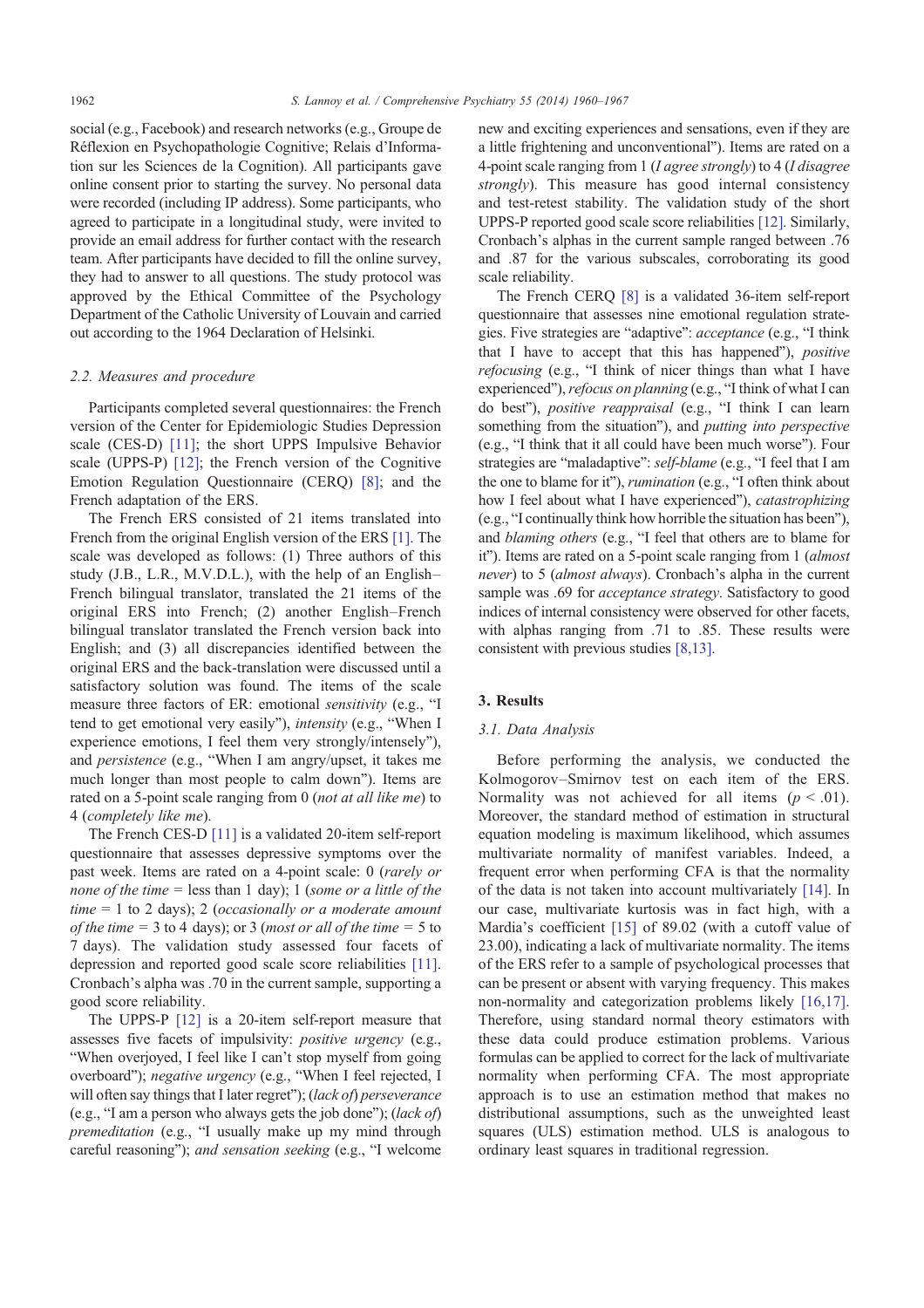social (e.g., Facebook) and research networks (e.g., Groupe de Réflexion en Psychopathologie Cognitive; Relais d'Information sur les Sciences de la Cognition). All participants gave online consent prior to starting the survey. No personal data were recorded (including IP address). Some participants, who agreed to participate in a longitudinal study, were invited to provide an email address for further contact with the research team. After participants have decided to fill the online survey, they had to answer to all questions. The study protocol was approved by the Ethical Committee of the Psychology Department of the Catholic University of Louvain and carried out according to the 1964 Declaration of Helsinki.

### 2.2. Measures and procedure

Participants completed several questionnaires: the French version of the Center for Epidemiologic Studies Depression scale (CES-D) [11]; the short UPPS Impulsive Behavior scale (UPPS-P) [12]; the French version of the Cognitive Emotion Regulation Questionnaire (CERQ) [8]; and the French adaptation of the ERS.

The French ERS consisted of 21 items translated into French from the original English version of the ERS [1]. The scale was developed as follows: (1) Three authors of this study (J.B., L.R., M.V.D.L.), with the help of an English–French bilingual translator, translated the 21 items of the original ERS into French; (2) another English–French bilingual translator translated the French version back into English; and (3) all discrepancies identified between the original ERS and the back-translation were discussed until a satisfactory solution was found. The items of the scale measure three factors of ER: emotional *sensitivity* (e.g., "I tend to get emotional very easily"), *intensity* (e.g., "When I experience emotions, I feel them very strongly/intensely"), and *persistence* (e.g., "When I am angry/upset, it takes me much longer than most people to calm down"). Items are rated on a 5-point scale ranging from 0 (*not at all like me*) to 4 (*completely like me*).

The French CES-D [11] is a validated 20-item self-report questionnaire that assesses depressive symptoms over the past week. Items are rated on a 4-point scale: 0 (*rarely or none of the time* = less than 1 day); 1 (*some or a little of the time* = 1 to 2 days); 2 (*occasionally or a moderate amount of the time* = 3 to 4 days); or 3 (*most or all of the time* = 5 to 7 days). The validation study assessed four facets of depression and reported good scale score reliabilities [11]. Cronbach's alpha was .70 in the current sample, supporting a good score reliability.

The UPPS-P [12] is a 20-item self-report measure that assesses five facets of impulsivity: *positive urgency* (e.g., "When overjoyed, I feel like I can't stop myself from going overboard"); *negative urgency* (e.g., "When I feel rejected, I will often say things that I later regret"); (*lack of*) *perseverance* (e.g., "I am a person who always gets the job done"); (*lack of*) *premeditation* (e.g., "I usually make up my mind through careful reasoning"); *and sensation seeking* (e.g., "I welcome new and exciting experiences and sensations, even if they are a little frightening and unconventional"). Items are rated on a 4-point scale ranging from 1 (*I agree strongly*) to 4 (*I disagree strongly*). This measure has good internal consistency and test-retest stability. The validation study of the short UPPS-P reported good scale score reliabilities [12]. Similarly, Cronbach's alphas in the current sample ranged between .76 and .87 for the various subscales, corroborating its good scale reliability.

The French CERQ [8] is a validated 36-item self-report questionnaire that assesses nine emotional regulation strategies. Five strategies are "adaptive": *acceptance* (e.g., "I think that I have to accept that this has happened"), *positive refocusing* (e.g., "I think of nicer things than what I have experienced"), *refocus on planning* (e.g., "I think of what I can do best"), *positive reappraisal* (e.g., "I think I can learn something from the situation"), and *putting into perspective* (e.g., "I think that it all could have been much worse"). Four strategies are "maladaptive": *self-blame* (e.g., "I feel that I am the one to blame for it"), *rumination* (e.g., "I often think about how I feel about what I have experienced"), *catastrophizing* (e.g., "I continually think how horrible the situation has been"), and *blaming others* (e.g., "I feel that others are to blame for it"). Items are rated on a 5-point scale ranging from 1 (*almost never*) to 5 (*almost always*). Cronbach's alpha in the current sample was .69 for *acceptance strategy*. Satisfactory to good indices of internal consistency were observed for other facets, with alphas ranging from .71 to .85. These results were consistent with previous studies [8,13].

## 3. Results

### 3.1. Data Analysis

Before performing the analysis, we conducted the Kolmogorov–Smirnov test on each item of the ERS. Normality was not achieved for all items ($p < .01$). Moreover, the standard method of estimation in structural equation modeling is maximum likelihood, which assumes multivariate normality of manifest variables. Indeed, a frequent error when performing CFA is that the normality of the data is not taken into account multivariately [14]. In our case, multivariate kurtosis was in fact high, with a Mardia's coefficient [15] of 89.02 (with a cutoff value of 23.00), indicating a lack of multivariate normality. The items of the ERS refer to a sample of psychological processes that can be present or absent with varying frequency. This makes non-normality and categorization problems likely [16,17]. Therefore, using standard normal theory estimators with these data could produce estimation problems. Various formulas can be applied to correct for the lack of multivariate normality when performing CFA. The most appropriate approach is to use an estimation method that makes no distributional assumptions, such as the unweighted least squares (ULS) estimation method. ULS is analogous to ordinary least squares in traditional regression.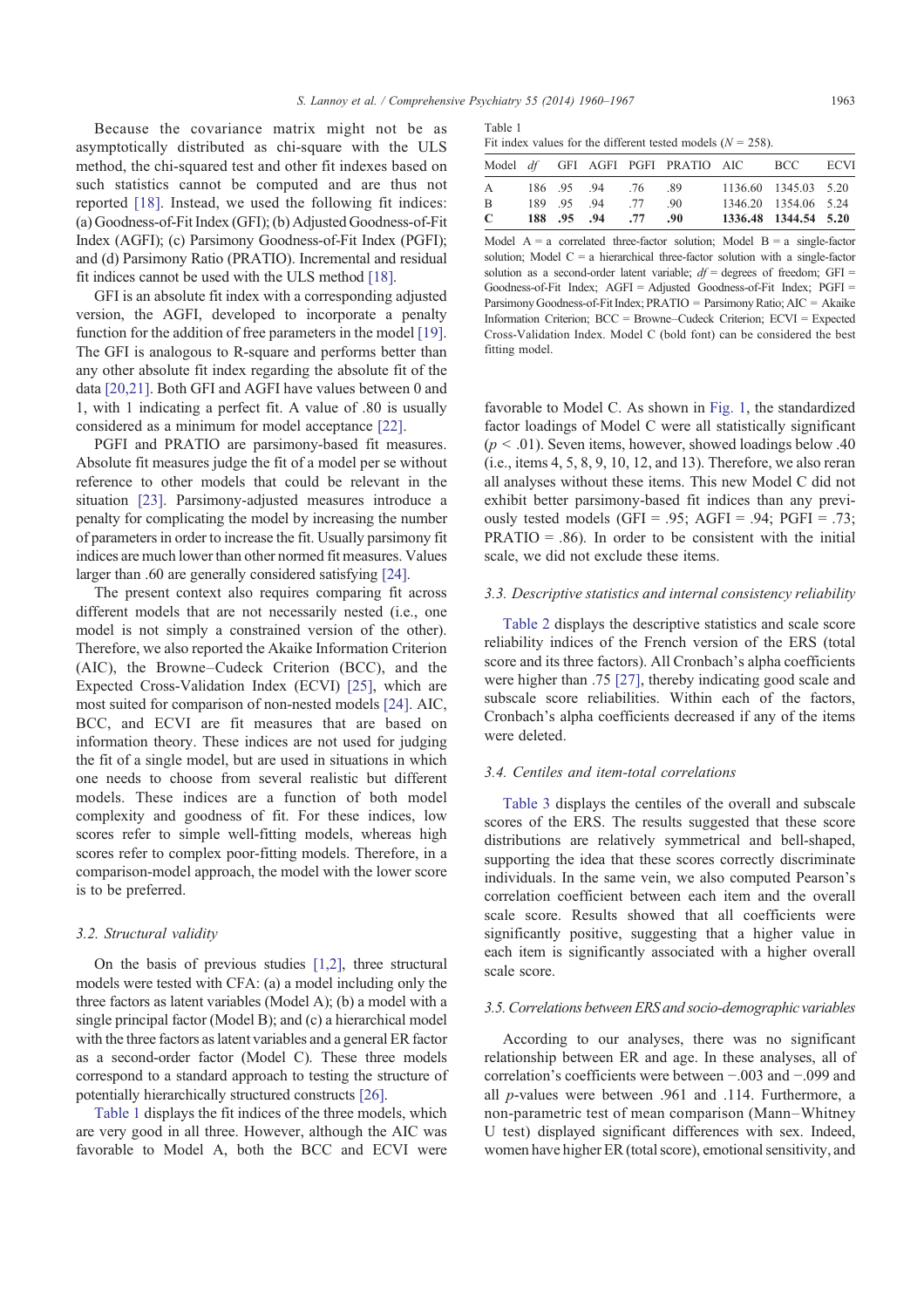Because the covariance matrix might not be as asymptotically distributed as chi-square with the ULS method, the chi-squared test and other fit indexes based on such statistics cannot be computed and are thus not reported [18]. Instead, we used the following fit indices: (a) Goodness-of-Fit Index (GFI); (b) Adjusted Goodness-of-Fit Index (AGFI); (c) Parsimony Goodness-of-Fit Index (PGFI); and (d) Parsimony Ratio (PRATIO). Incremental and residual fit indices cannot be used with the ULS method [18].

GFI is an absolute fit index with a corresponding adjusted version, the AGFI, developed to incorporate a penalty function for the addition of free parameters in the model [19]. The GFI is analogous to R-square and performs better than any other absolute fit index regarding the absolute fit of the data [20,21]. Both GFI and AGFI have values between 0 and 1, with 1 indicating a perfect fit. A value of .80 is usually considered as a minimum for model acceptance [22].

PGFI and PRATIO are parsimony-based fit measures. Absolute fit measures judge the fit of a model per se without reference to other models that could be relevant in the situation [23]. Parsimony-adjusted measures introduce a penalty for complicating the model by increasing the number of parameters in order to increase the fit. Usually parsimony fit indices are much lower than other normed fit measures. Values larger than .60 are generally considered satisfying [24].

The present context also requires comparing fit across different models that are not necessarily nested (i.e., one model is not simply a constrained version of the other). Therefore, we also reported the Akaike Information Criterion (AIC), the Browne–Cudeck Criterion (BCC), and the Expected Cross-Validation Index (ECVI) [25], which are most suited for comparison of non-nested models [24]. AIC, BCC, and ECVI are fit measures that are based on information theory. These indices are not used for judging the fit of a single model, but are used in situations in which one needs to choose from several realistic but different models. These indices are a function of both model complexity and goodness of fit. For these indices, low scores refer to simple well-fitting models, whereas high scores refer to complex poor-fitting models. Therefore, in a comparison-model approach, the model with the lower score is to be preferred.

### 3.2. Structural validity

On the basis of previous studies [1,2], three structural models were tested with CFA: (a) a model including only the three factors as latent variables (Model A); (b) a model with a single principal factor (Model B); and (c) a hierarchical model with the three factors as latent variables and a general ER factor as a second-order factor (Model C). These three models correspond to a standard approach to testing the structure of potentially hierarchically structured constructs [26].

Table 1 displays the fit indices of the three models, which are very good in all three. However, although the AIC was favorable to Model A, both the BCC and ECVI were favorable to Model C. As shown in Fig. 1, the standardized factor loadings of Model C were all statistically significant ($p < .01$). Seven items, however, showed loadings below .40 (i.e., items 4, 5, 8, 9, 10, 12, and 13). Therefore, we also reran all analyses without these items. This new Model C did not exhibit better parsimony-based fit indices than any previously tested models (GFI = .95; AGFI = .94; PGFI = .73; PRATIO = .86). In order to be consistent with the initial scale, we did not exclude these items.

Table 1
Fit index values for the different tested models ($N$ = 258).

| Model | *df* | GFI | AGFI | PGFI | PRATIO | AIC | BCC | ECVI |
|---|---|---|---|---|---|---|---|---|
| A | 186 | .95 | .94 | .76 | .89 | 1136.60 | 1345.03 | 5.20 |
| B | 189 | .95 | .94 | .77 | .90 | 1346.20 | 1354.06 | 5.24 |
| **C** | **188** | **.95** | **.94** | **.77** | **.90** | **1336.48** | **1344.54** | **5.20** |

Model A = a correlated three-factor solution; Model B = a single-factor solution; Model C = a hierarchical three-factor solution with a single-factor solution as a second-order latent variable; *df* = degrees of freedom; GFI = Goodness-of-Fit Index; AGFI = Adjusted Goodness-of-Fit Index; PGFI = Parsimony Goodness-of-Fit Index; PRATIO = Parsimony Ratio; AIC = Akaike Information Criterion; BCC = Browne–Cudeck Criterion; ECVI = Expected Cross-Validation Index. Model C (bold font) can be considered the best fitting model.

### 3.3. Descriptive statistics and internal consistency reliability

Table 2 displays the descriptive statistics and scale score reliability indices of the French version of the ERS (total score and its three factors). All Cronbach's alpha coefficients were higher than .75 [27], thereby indicating good scale and subscale score reliabilities. Within each of the factors, Cronbach's alpha coefficients decreased if any of the items were deleted.

### 3.4. Centiles and item-total correlations

Table 3 displays the centiles of the overall and subscale scores of the ERS. The results suggested that these score distributions are relatively symmetrical and bell-shaped, supporting the idea that these scores correctly discriminate individuals. In the same vein, we also computed Pearson's correlation coefficient between each item and the overall scale score. Results showed that all coefficients were significantly positive, suggesting that a higher value in each item is significantly associated with a higher overall scale score.

### 3.5. Correlations between ERS and socio-demographic variables

According to our analyses, there was no significant relationship between ER and age. In these analyses, all of correlation's coefficients were between −.003 and −.099 and all $p$-values were between .961 and .114. Furthermore, a non-parametric test of mean comparison (Mann–Whitney U test) displayed significant differences with sex. Indeed, women have higher ER (total score), emotional sensitivity, and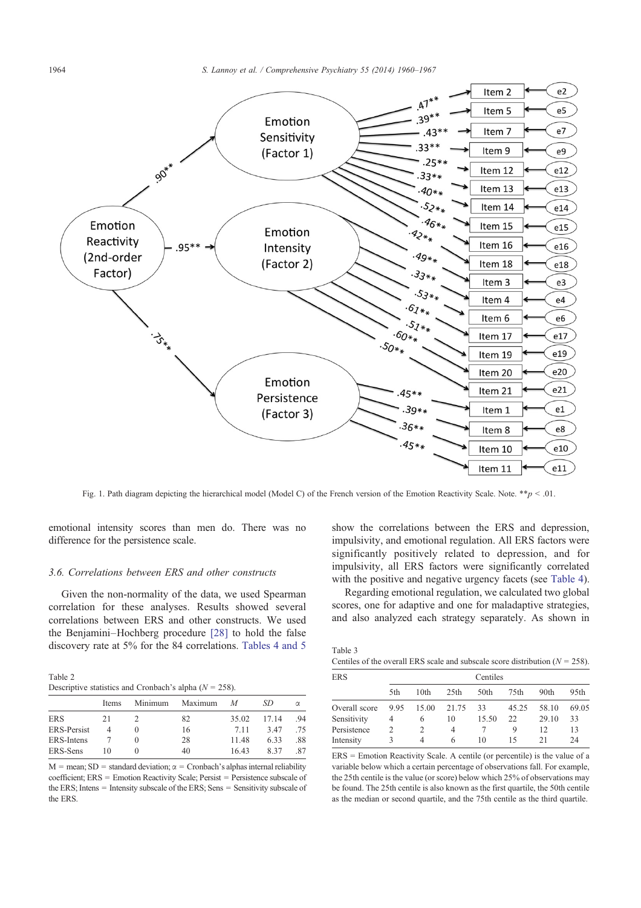Fig. 1. Path diagram depicting the hierarchical model (Model C) of the French version of the Emotion Reactivity Scale. Note. ** $p < .01$.

emotional intensity scores than men do. There was no difference for the persistence scale.

### 3.6. Correlations between ERS and other constructs

Given the non-normality of the data, we used Spearman correlation for these analyses. Results showed several correlations between ERS and other constructs. We used the Benjamini–Hochberg procedure [28] to hold the false discovery rate at 5% for the 84 correlations. Tables 4 and 5 show the correlations between the ERS and depression, impulsivity, and emotional regulation. All ERS factors were significantly positively related to depression, and for impulsivity, all ERS factors were significantly correlated with the positive and negative urgency facets (see Table 4).

Regarding emotional regulation, we calculated two global scores, one for adaptive and one for maladaptive strategies, and also analyzed each strategy separately. As shown in

Table 2
Descriptive statistics and Cronbach's alpha ($N$ = 258).

| | Items | Minimum | Maximum | $M$ | $SD$ | α |
|---|---|---|---|---|---|---|
| ERS | 21 | 2 | 82 | 35.02 | 17.14 | .94 |
| ERS-Persist | 4 | 0 | 16 | 7.11 | 3.47 | .75 |
| ERS-Intens | 7 | 0 | 28 | 11.48 | 6.33 | .88 |
| ERS-Sens | 10 | 0 | 40 | 16.43 | 8.37 | .87 |

M = mean; SD = standard deviation; α = Cronbach's alphas internal reliability coefficient; ERS = Emotion Reactivity Scale; Persist = Persistence subscale of the ERS; Intens = Intensity subscale of the ERS; Sens = Sensitivity subscale of the ERS.

Table 3
Centiles of the overall ERS scale and subscale score distribution ($N$ = 258).

| ERS | Centiles | | | | | | |
|---|---|---|---|---|---|---|---|
| | 5th | 10th | 25th | 50th | 75th | 90th | 95th |
| Overall score | 9.95 | 15.00 | 21.75 | 33 | 45.25 | 58.10 | 69.05 |
| Sensitivity | 4 | 6 | 10 | 15.50 | 22 | 29.10 | 33 |
| Persistence | 2 | 2 | 4 | 7 | 9 | 12 | 13 |
| Intensity | 3 | 4 | 6 | 10 | 15 | 21 | 24 |

ERS = Emotion Reactivity Scale. A centile (or percentile) is the value of a variable below which a certain percentage of observations fall. For example, the 25th centile is the value (or score) below which 25% of observations may be found. The 25th centile is also known as the first quartile, the 50th centile as the median or second quartile, and the 75th centile as the third quartile.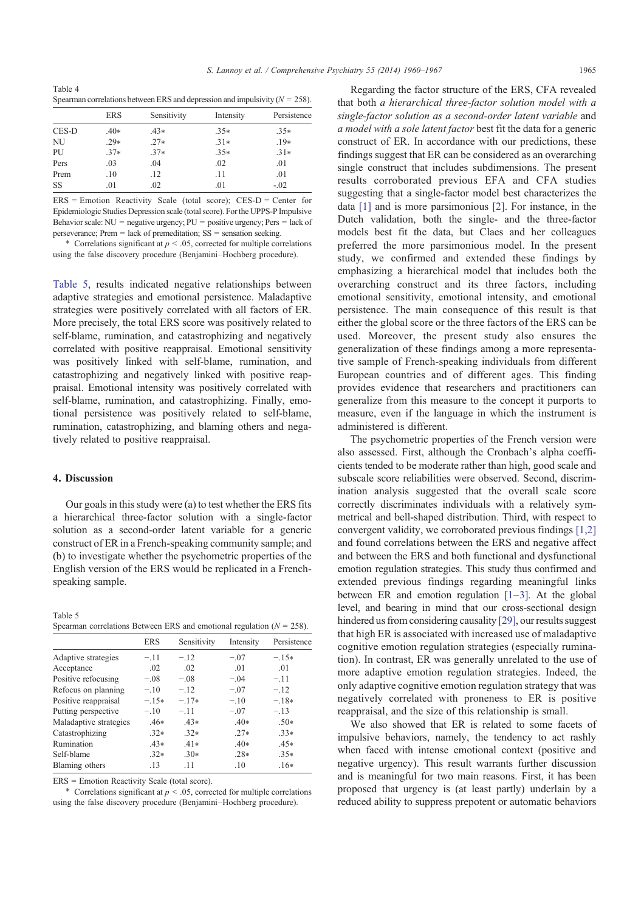Table 4
Spearman correlations between ERS and depression and impulsivity ($N = 258$).

|  | ERS | Sensitivity | Intensity | Persistence |
|---|---|---|---|---|
| CES-D | .40* | .43* | .35* | .35* |
| NU | .29* | .27* | .31* | .19* |
| PU | .37* | .37* | .35* | .31* |
| Pers | .03 | .04 | .02 | .01 |
| Prem | .10 | .12 | .11 | .01 |
| SS | .01 | .02 | .01 | -.02 |

ERS = Emotion Reactivity Scale (total score); CES-D = Center for Epidemiologic Studies Depression scale (total score). For the UPPS-P Impulsive Behavior scale: NU = negative urgency; PU = positive urgency; Pers = lack of perseverance; Prem = lack of premeditation; SS = sensation seeking.

\* Correlations significant at $p < .05$, corrected for multiple correlations using the false discovery procedure (Benjamini–Hochberg procedure).

Table 5, results indicated negative relationships between adaptive strategies and emotional persistence. Maladaptive strategies were positively correlated with all factors of ER. More precisely, the total ERS score was positively related to self-blame, rumination, and catastrophizing and negatively correlated with positive reappraisal. Emotional sensitivity was positively linked with self-blame, rumination, and catastrophizing and negatively linked with positive reappraisal. Emotional intensity was positively correlated with self-blame, rumination, and catastrophizing. Finally, emotional persistence was positively related to self-blame, rumination, catastrophizing, and blaming others and negatively related to positive reappraisal.

## 4. Discussion

Our goals in this study were (a) to test whether the ERS fits a hierarchical three-factor solution with a single-factor solution as a second-order latent variable for a generic construct of ER in a French-speaking community sample; and (b) to investigate whether the psychometric properties of the English version of the ERS would be replicated in a French-speaking sample.

Table 5
Spearman correlations Between ERS and emotional regulation ($N = 258$).

|  | ERS | Sensitivity | Intensity | Persistence |
|---|---|---|---|---|
| Adaptive strategies | −.11 | −.12 | −.07 | −.15* |
| Acceptance | .02 | .02 | .01 | .01 |
| Positive refocusing | −.08 | −.08 | −.04 | −.11 |
| Refocus on planning | −.10 | −.12 | −.07 | −.12 |
| Positive reappraisal | −.15* | −.17* | −.10 | −.18* |
| Putting perspective | −.10 | −.11 | −.07 | −.13 |
| Maladaptive strategies | .46* | .43* | .40* | .50* |
| Catastrophizing | .32* | .32* | .27* | .33* |
| Rumination | .43* | .41* | .40* | .45* |
| Self-blame | .32* | .30* | .28* | .35* |
| Blaming others | .13 | .11 | .10 | .16* |

ERS = Emotion Reactivity Scale (total score).

\* Correlations significant at $p < .05$, corrected for multiple correlations using the false discovery procedure (Benjamini–Hochberg procedure).

Regarding the factor structure of the ERS, CFA revealed that both *a hierarchical three-factor solution model with a single-factor solution as a second-order latent variable* and *a model with a sole latent factor* best fit the data for a generic construct of ER. In accordance with our predictions, these findings suggest that ER can be considered as an overarching single construct that includes subdimensions. The present results corroborated previous EFA and CFA studies suggesting that a single-factor model best characterizes the data [1] and is more parsimonious [2]. For instance, in the Dutch validation, both the single- and the three-factor models best fit the data, but Claes and her colleagues preferred the more parsimonious model. In the present study, we confirmed and extended these findings by emphasizing a hierarchical model that includes both the overarching construct and its three factors, including emotional sensitivity, emotional intensity, and emotional persistence. The main consequence of this result is that either the global score or the three factors of the ERS can be used. Moreover, the present study also ensures the generalization of these findings among a more representative sample of French-speaking individuals from different European countries and of different ages. This finding provides evidence that researchers and practitioners can generalize from this measure to the concept it purports to measure, even if the language in which the instrument is administered is different.

The psychometric properties of the French version were also assessed. First, although the Cronbach's alpha coefficients tended to be moderate rather than high, good scale and subscale reliabilities were observed. Second, discrimination analysis suggested that the overall scale score correctly discriminates individuals with a relatively symmetrical and bell-shaped distribution. Third, with respect to convergent validity, we corroborated previous findings [1,2] and found correlations between the ERS and negative affect and between the ERS and both functional and dysfunctional emotion regulation strategies. This study thus confirmed and extended previous findings regarding meaningful links between ER and emotion regulation [1–3]. At the global level, and bearing in mind that our cross-sectional design hindered us from considering causality [29], our results suggest that high ER is associated with increased use of maladaptive cognitive emotion regulation strategies (especially rumination). In contrast, ER was generally unrelated to the use of more adaptive emotion regulation strategies. Indeed, the only adaptive cognitive emotion regulation strategy that was negatively correlated with proneness to ER is positive reappraisal, and the size of this relationship is small.

We also showed that ER is related to some facets of impulsive behaviors, namely, the tendency to act rashly when faced with intense emotional context (positive and negative urgency). This result warrants further discussion and is meaningful for two main reasons. First, it has been proposed that urgency is (at least partly) underlain by a reduced ability to suppress prepotent or automatic behaviors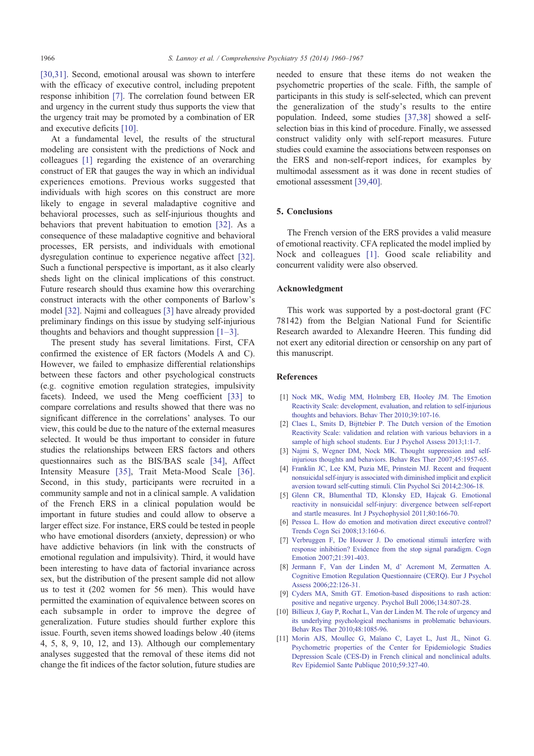[30,31]. Second, emotional arousal was shown to interfere with the efficacy of executive control, including prepotent response inhibition [7]. The correlation found between ER and urgency in the current study thus supports the view that the urgency trait may be promoted by a combination of ER and executive deficits [10].

At a fundamental level, the results of the structural modeling are consistent with the predictions of Nock and colleagues [1] regarding the existence of an overarching construct of ER that gauges the way in which an individual experiences emotions. Previous works suggested that individuals with high scores on this construct are more likely to engage in several maladaptive cognitive and behavioral processes, such as self-injurious thoughts and behaviors that prevent habituation to emotion [32]. As a consequence of these maladaptive cognitive and behavioral processes, ER persists, and individuals with emotional dysregulation continue to experience negative affect [32]. Such a functional perspective is important, as it also clearly sheds light on the clinical implications of this construct. Future research should thus examine how this overarching construct interacts with the other components of Barlow's model [32]. Najmi and colleagues [3] have already provided preliminary findings on this issue by studying self-injurious thoughts and behaviors and thought suppression [1–3].

The present study has several limitations. First, CFA confirmed the existence of ER factors (Models A and C). However, we failed to emphasize differential relationships between these factors and other psychological constructs (e.g. cognitive emotion regulation strategies, impulsivity facets). Indeed, we used the Meng coefficient [33] to compare correlations and results showed that there was no significant difference in the correlations' analyses. To our view, this could be due to the nature of the external measures selected. It would be thus important to consider in future studies the relationships between ERS factors and others questionnaires such as the BIS/BAS scale [34], Affect Intensity Measure [35], Trait Meta-Mood Scale [36]. Second, in this study, participants were recruited in a community sample and not in a clinical sample. A validation of the French ERS in a clinical population would be important in future studies and could allow to observe a larger effect size. For instance, ERS could be tested in people who have emotional disorders (anxiety, depression) or who have addictive behaviors (in link with the constructs of emotional regulation and impulsivity). Third, it would have been interesting to have data of factorial invariance across sex, but the distribution of the present sample did not allow us to test it (202 women for 56 men). This would have permitted the examination of equivalence between scores on each subsample in order to improve the degree of generalization. Future studies should further explore this issue. Fourth, seven items showed loadings below .40 (items 4, 5, 8, 9, 10, 12, and 13). Although our complementary analyses suggested that the removal of these items did not change the fit indices of the factor solution, future studies are needed to ensure that these items do not weaken the psychometric properties of the scale. Fifth, the sample of participants in this study is self-selected, which can prevent the generalization of the study's results to the entire population. Indeed, some studies [37,38] showed a self-selection bias in this kind of procedure. Finally, we assessed construct validity only with self-report measures. Future studies could examine the associations between responses on the ERS and non-self-report indices, for examples by multimodal assessment as it was done in recent studies of emotional assessment [39,40].

## 5. Conclusions

The French version of the ERS provides a valid measure of emotional reactivity. CFA replicated the model implied by Nock and colleagues [1]. Good scale reliability and concurrent validity were also observed.

## Acknowledgment

This work was supported by a post-doctoral grant (FC 78142) from the Belgian National Fund for Scientific Research awarded to Alexandre Heeren. This funding did not exert any editorial direction or censorship on any part of this manuscript.

## References

[1] Nock MK, Wedig MM, Holmberg EB, Hooley JM. The Emotion Reactivity Scale: development, evaluation, and relation to self-injurious thoughts and behaviors. Behav Ther 2010;39:107-16.

[2] Claes L, Smits D, Bijttebier P. The Dutch version of the Emotion Reactivity Scale: validation and relation with various behaviors in a sample of high school students. Eur J Psychol Assess 2013;1:1-7.

[3] Najmi S, Wegner DM, Nock MK. Thought suppression and self-injurious thoughts and behaviors. Behav Res Ther 2007;45:1957-65.

[4] Franklin JC, Lee KM, Puzia ME, Prinstein MJ. Recent and frequent nonsuicidal self-injury is associated with diminished implicit and explicit aversion toward self-cutting stimuli. Clin Psychol Sci 2014;2:306-18.

[5] Glenn CR, Blumenthal TD, Klonsky ED, Hajcak G. Emotional reactivity in nonsuicidal self-injury: divergence between self-report and startle measures. Int J Psychophysiol 2011;80:166-70.

[6] Pessoa L. How do emotion and motivation direct executive control? Trends Cogn Sci 2008;13:160-6.

[7] Verbruggen F, De Houwer J. Do emotional stimuli interfere with response inhibition? Evidence from the stop signal paradigm. Cogn Emotion 2007;21:391-403.

[8] Jermann F, Van der Linden M, d' Acremont M, Zermatten A. Cognitive Emotion Regulation Questionnaire (CERQ). Eur J Psychol Assess 2006;22:126-31.

[9] Cyders MA, Smith GT. Emotion-based dispositions to rash action: positive and negative urgency. Psychol Bull 2006;134:807-28.

[10] Billieux J, Gay P, Rochat L, Van der Linden M. The role of urgency and its underlying psychological mechanisms in problematic behaviours. Behav Res Ther 2010;48:1085-96.

[11] Morin AJS, Moullec G, Maïano C, Layet L, Just JL, Ninot G. Psychometric properties of the Center for Epidemiologic Studies Depression Scale (CES-D) in French clinical and nonclinical adults. Rev Epidemiol Sante Publique 2010;59:327-40.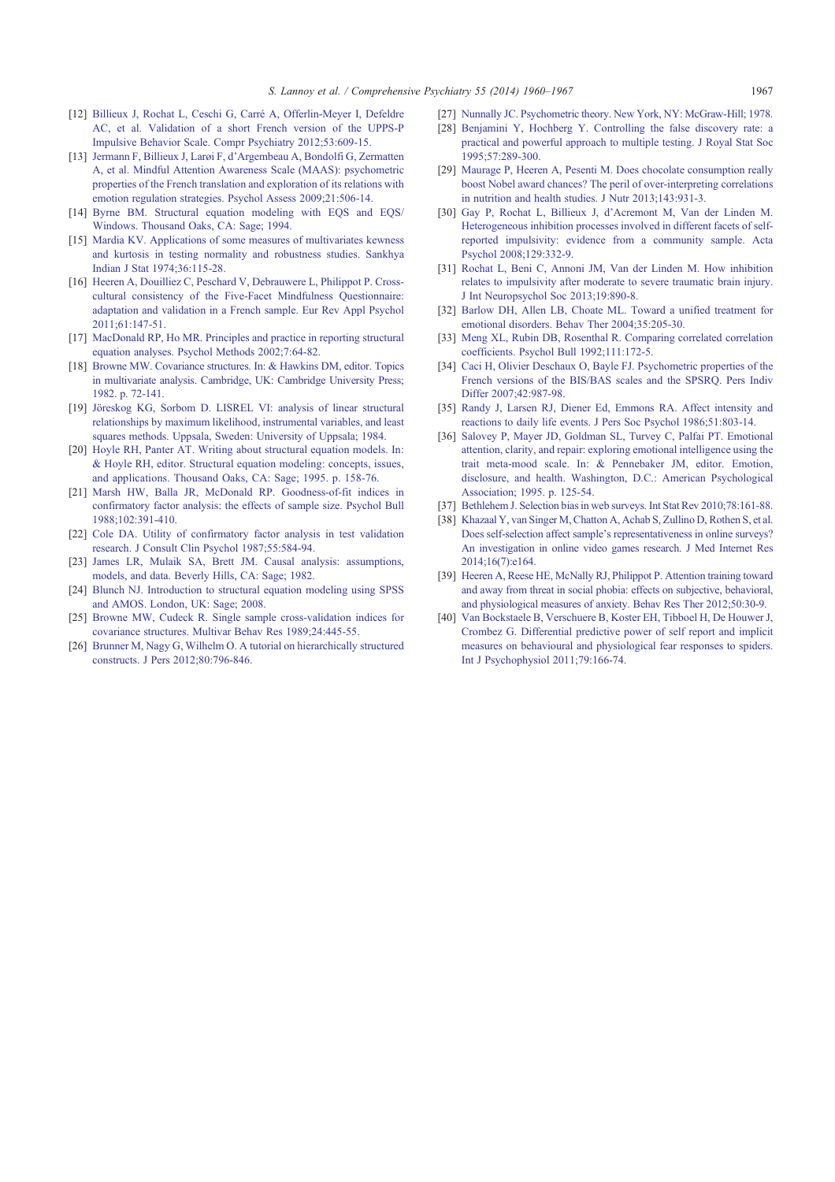[12] Billieux J, Rochat L, Ceschi G, Carré A, Offerlin-Meyer I, Defeldre AC, et al. Validation of a short French version of the UPPS-P Impulsive Behavior Scale. Compr Psychiatry 2012;53:609-15.

[13] Jermann F, Billieux J, Larøi F, d'Argembeau A, Bondolfi G, Zermatten A, et al. Mindful Attention Awareness Scale (MAAS): psychometric properties of the French translation and exploration of its relations with emotion regulation strategies. Psychol Assess 2009;21:506-14.

[14] Byrne BM. Structural equation modeling with EQS and EQS/Windows. Thousand Oaks, CA: Sage; 1994.

[15] Mardia KV. Applications of some measures of multivariates kewness and kurtosis in testing normality and robustness studies. Sankhya Indian J Stat 1974;36:115-28.

[16] Heeren A, Douilliez C, Peschard V, Debrauwere L, Philippot P. Cross-cultural consistency of the Five-Facet Mindfulness Questionnaire: adaptation and validation in a French sample. Eur Rev Appl Psychol 2011;61:147-51.

[17] MacDonald RP, Ho MR. Principles and practice in reporting structural equation analyses. Psychol Methods 2002;7:64-82.

[18] Browne MW. Covariance structures. In: & Hawkins DM, editor. Topics in multivariate analysis. Cambridge, UK: Cambridge University Press; 1982. p. 72-141.

[19] Jöreskog KG, Sorbom D. LISREL VI: analysis of linear structural relationships by maximum likelihood, instrumental variables, and least squares methods. Uppsala, Sweden: University of Uppsala; 1984.

[20] Hoyle RH, Panter AT. Writing about structural equation models. In: & Hoyle RH, editor. Structural equation modeling: concepts, issues, and applications. Thousand Oaks, CA: Sage; 1995. p. 158-76.

[21] Marsh HW, Balla JR, McDonald RP. Goodness-of-fit indices in confirmatory factor analysis: the effects of sample size. Psychol Bull 1988;102:391-410.

[22] Cole DA. Utility of confirmatory factor analysis in test validation research. J Consult Clin Psychol 1987;55:584-94.

[23] James LR, Mulaik SA, Brett JM. Causal analysis: assumptions, models, and data. Beverly Hills, CA: Sage; 1982.

[24] Blunch NJ. Introduction to structural equation modeling using SPSS and AMOS. London, UK: Sage; 2008.

[25] Browne MW, Cudeck R. Single sample cross-validation indices for covariance structures. Multivar Behav Res 1989;24:445-55.

[26] Brunner M, Nagy G, Wilhelm O. A tutorial on hierarchically structured constructs. J Pers 2012;80:796-846.

[27] Nunnally JC. Psychometric theory. New York, NY: McGraw-Hill; 1978.

[28] Benjamini Y, Hochberg Y. Controlling the false discovery rate: a practical and powerful approach to multiple testing. J Royal Stat Soc 1995;57:289-300.

[29] Maurage P, Heeren A, Pesenti M. Does chocolate consumption really boost Nobel award chances? The peril of over-interpreting correlations in nutrition and health studies. J Nutr 2013;143:931-3.

[30] Gay P, Rochat L, Billieux J, d'Acremont M, Van der Linden M. Heterogeneous inhibition processes involved in different facets of self-reported impulsivity: evidence from a community sample. Acta Psychol 2008;129:332-9.

[31] Rochat L, Beni C, Annoni JM, Van der Linden M. How inhibition relates to impulsivity after moderate to severe traumatic brain injury. J Int Neuropsychol Soc 2013;19:890-8.

[32] Barlow DH, Allen LB, Choate ML. Toward a unified treatment for emotional disorders. Behav Ther 2004;35:205-30.

[33] Meng XL, Rubin DB, Rosenthal R. Comparing correlated correlation coefficients. Psychol Bull 1992;111:172-5.

[34] Caci H, Olivier Deschaux O, Bayle FJ. Psychometric properties of the French versions of the BIS/BAS scales and the SPSRQ. Pers Indiv Differ 2007;42:987-98.

[35] Randy J, Larsen RJ, Diener Ed, Emmons RA. Affect intensity and reactions to daily life events. J Pers Soc Psychol 1986;51:803-14.

[36] Salovey P, Mayer JD, Goldman SL, Turvey C, Palfai PT. Emotional attention, clarity, and repair: exploring emotional intelligence using the trait meta-mood scale. In: & Pennebaker JM, editor. Emotion, disclosure, and health. Washington, D.C.: American Psychological Association; 1995. p. 125-54.

[37] Bethlehem J. Selection bias in web surveys. Int Stat Rev 2010;78:161-88.

[38] Khazaal Y, van Singer M, Chatton A, Achab S, Zullino D, Rothen S, et al. Does self-selection affect sample's representativeness in online surveys? An investigation in online video games research. J Med Internet Res 2014;16(7):e164.

[39] Heeren A, Reese HE, McNally RJ, Philippot P. Attention training toward and away from threat in social phobia: effects on subjective, behavioral, and physiological measures of anxiety. Behav Res Ther 2012;50:30-9.

[40] Van Bockstaele B, Verschuere B, Koster EH, Tibboel H, De Houwer J, Crombez G. Differential predictive power of self report and implicit measures on behavioural and physiological fear responses to spiders. Int J Psychophysiol 2011;79:166-74.